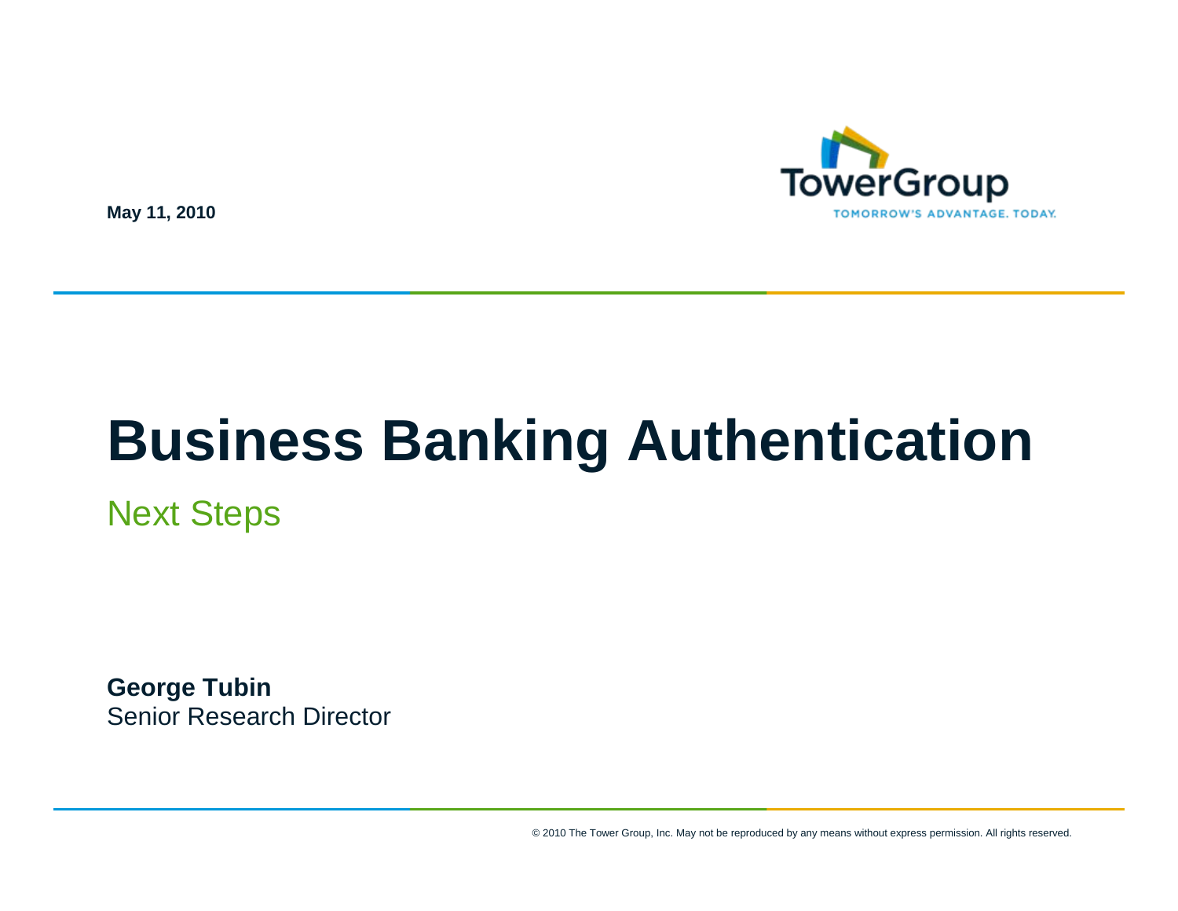May 11, 2010

TowerGroup

TOMORROW'S ADVANTAGE. TODAY.

# Business Banking Authentication

## Next Steps

**George Tubin**
Senior Research Director

© 2010 The Tower Group, Inc. May not be reproduced by any means without express permission. All rights reserved.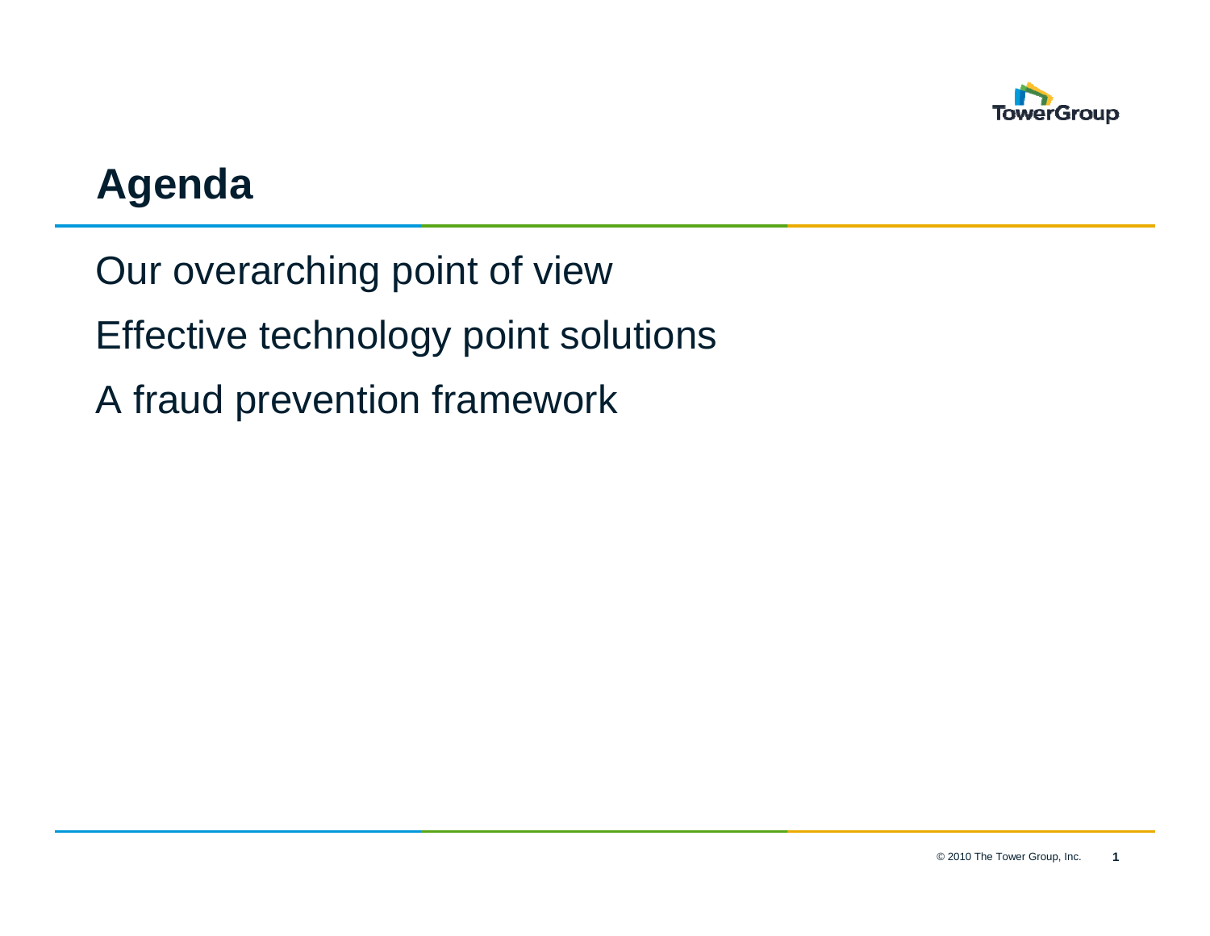# Agenda

Our overarching point of view

Effective technology point solutions

A fraud prevention framework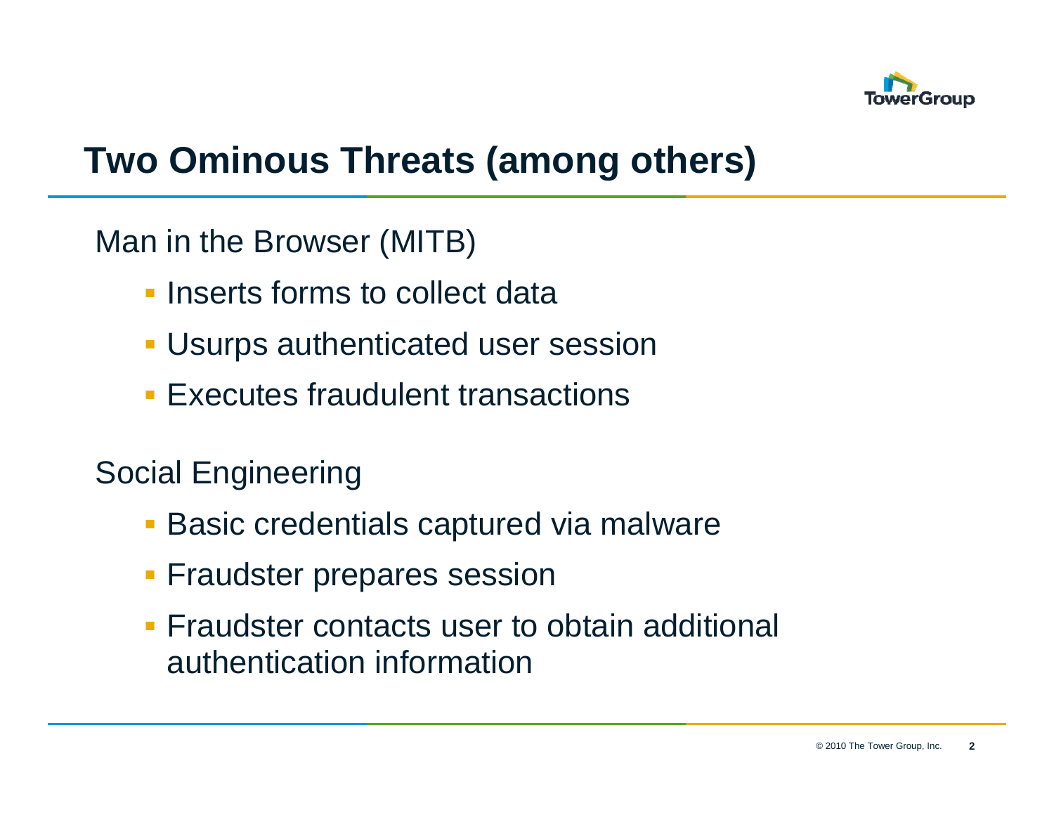# Two Ominous Threats (among others)

Man in the Browser (MITB)

- Inserts forms to collect data
- Usurps authenticated user session
- Executes fraudulent transactions

Social Engineering

- Basic credentials captured via malware
- Fraudster prepares session
- Fraudster contacts user to obtain additional authentication information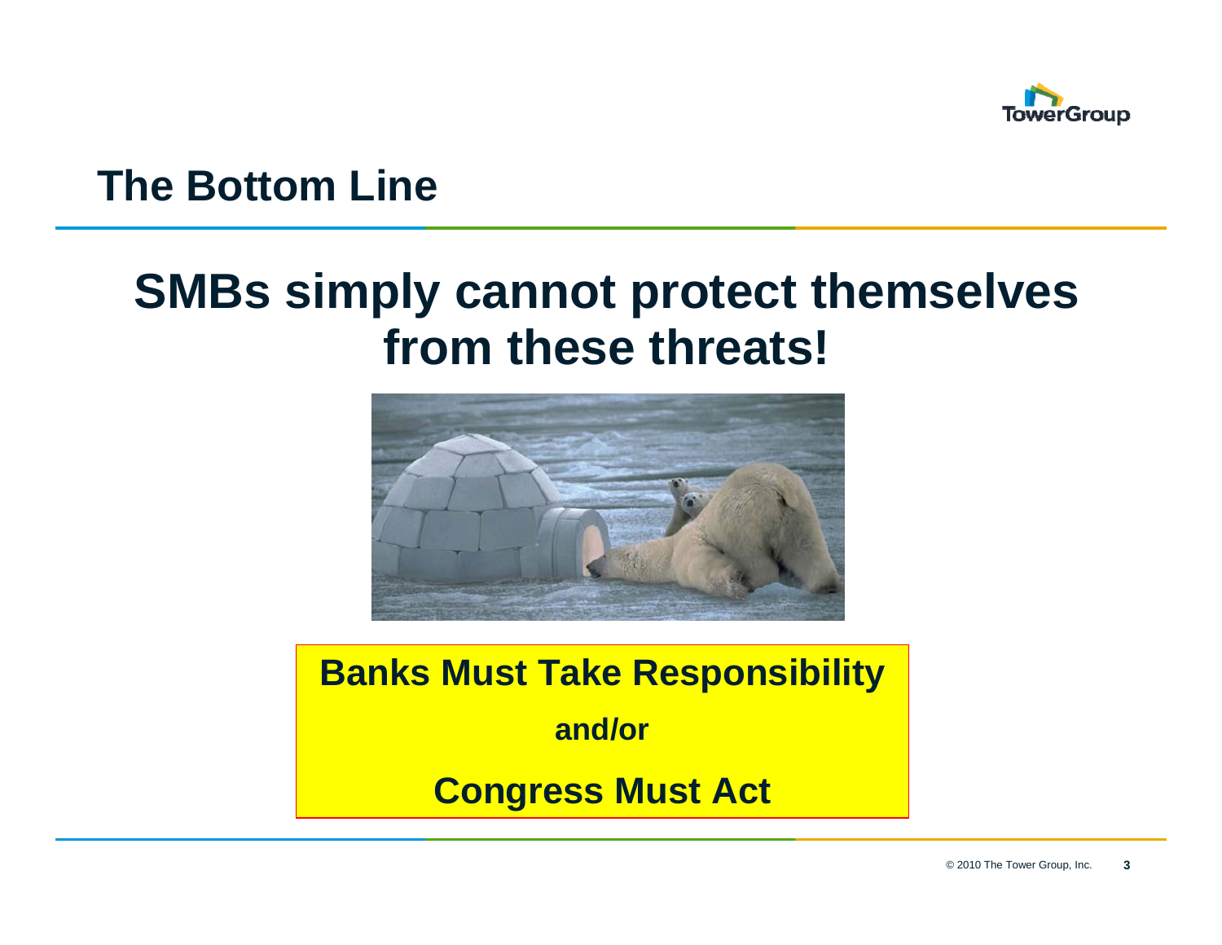## The Bottom Line

# SMBs simply cannot protect themselves from these threats!

**Banks Must Take Responsibility**

**and/or**

**Congress Must Act**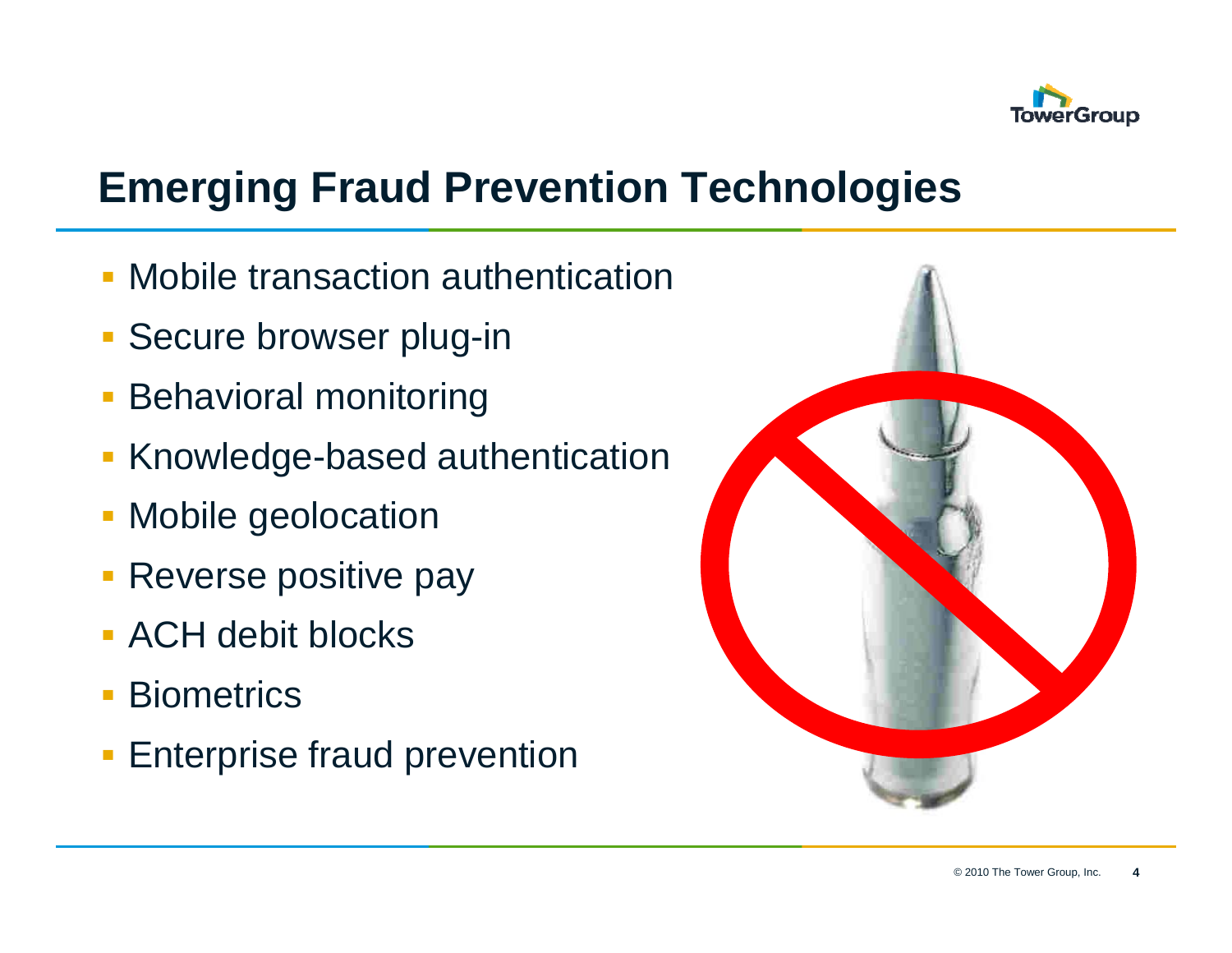# Emerging Fraud Prevention Technologies

- Mobile transaction authentication
- Secure browser plug-in
- Behavioral monitoring
- Knowledge-based authentication
- Mobile geolocation
- Reverse positive pay
- ACH debit blocks
- Biometrics
- Enterprise fraud prevention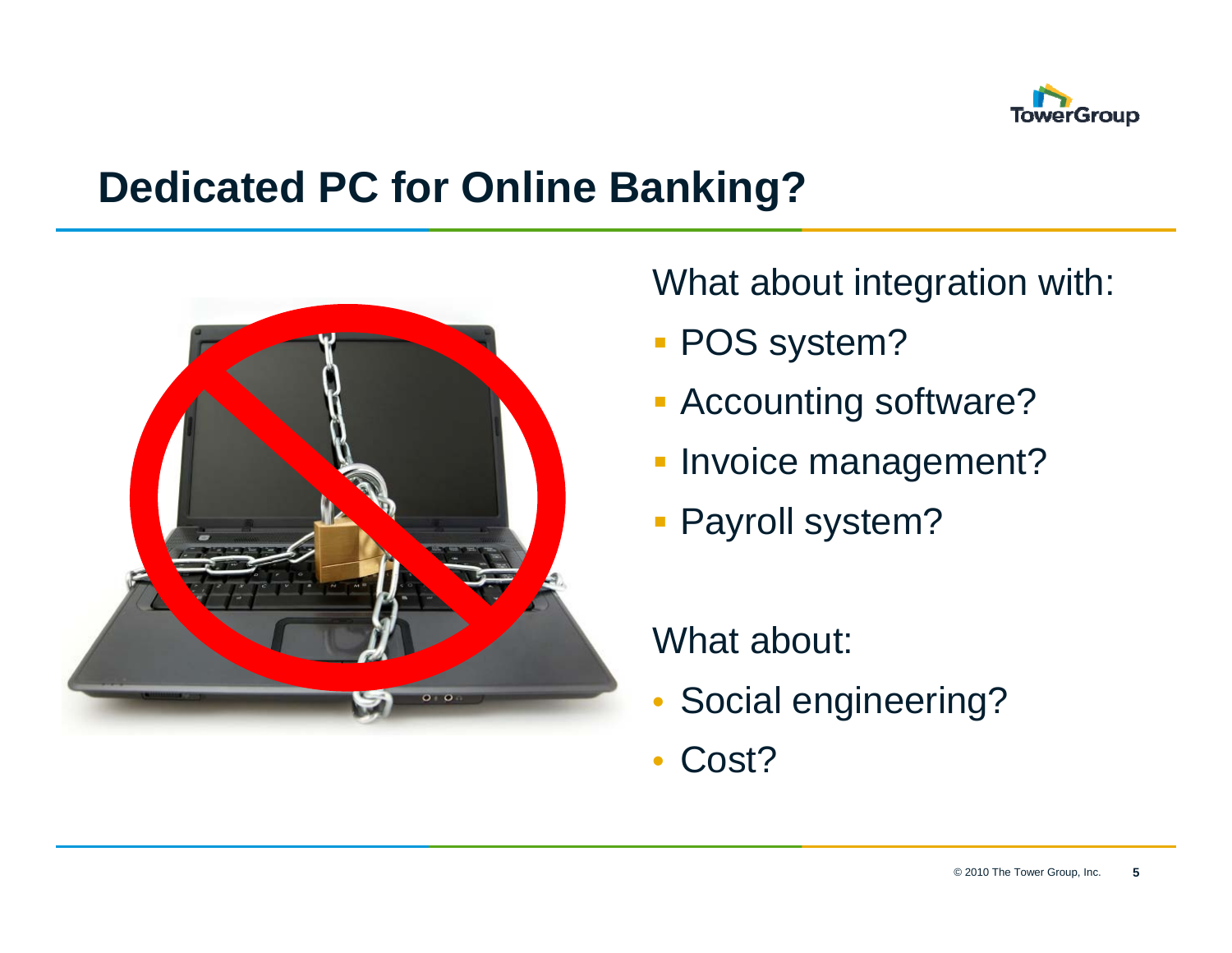# Dedicated PC for Online Banking?

What about integration with:

- POS system?
- Accounting software?
- Invoice management?
- Payroll system?

What about:

- Social engineering?
- Cost?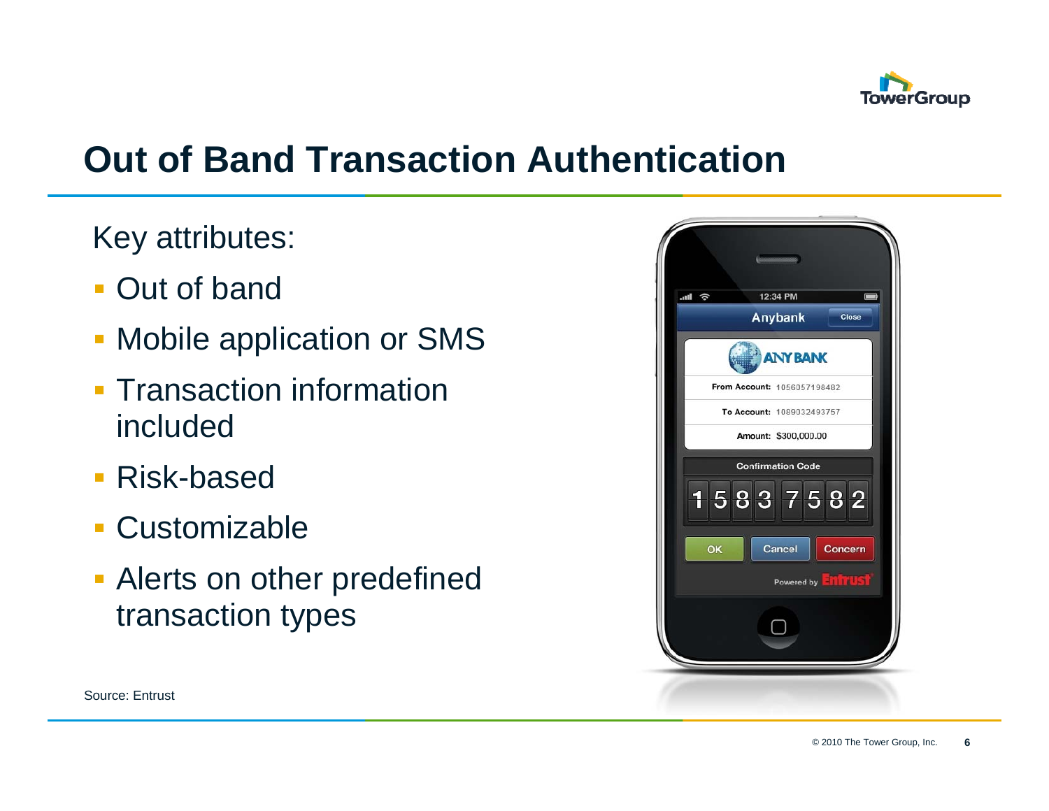# Out of Band Transaction Authentication

Key attributes:

- Out of band
- Mobile application or SMS
- Transaction information included
- Risk-based
- Customizable
- Alerts on other predefined transaction types

Source: Entrust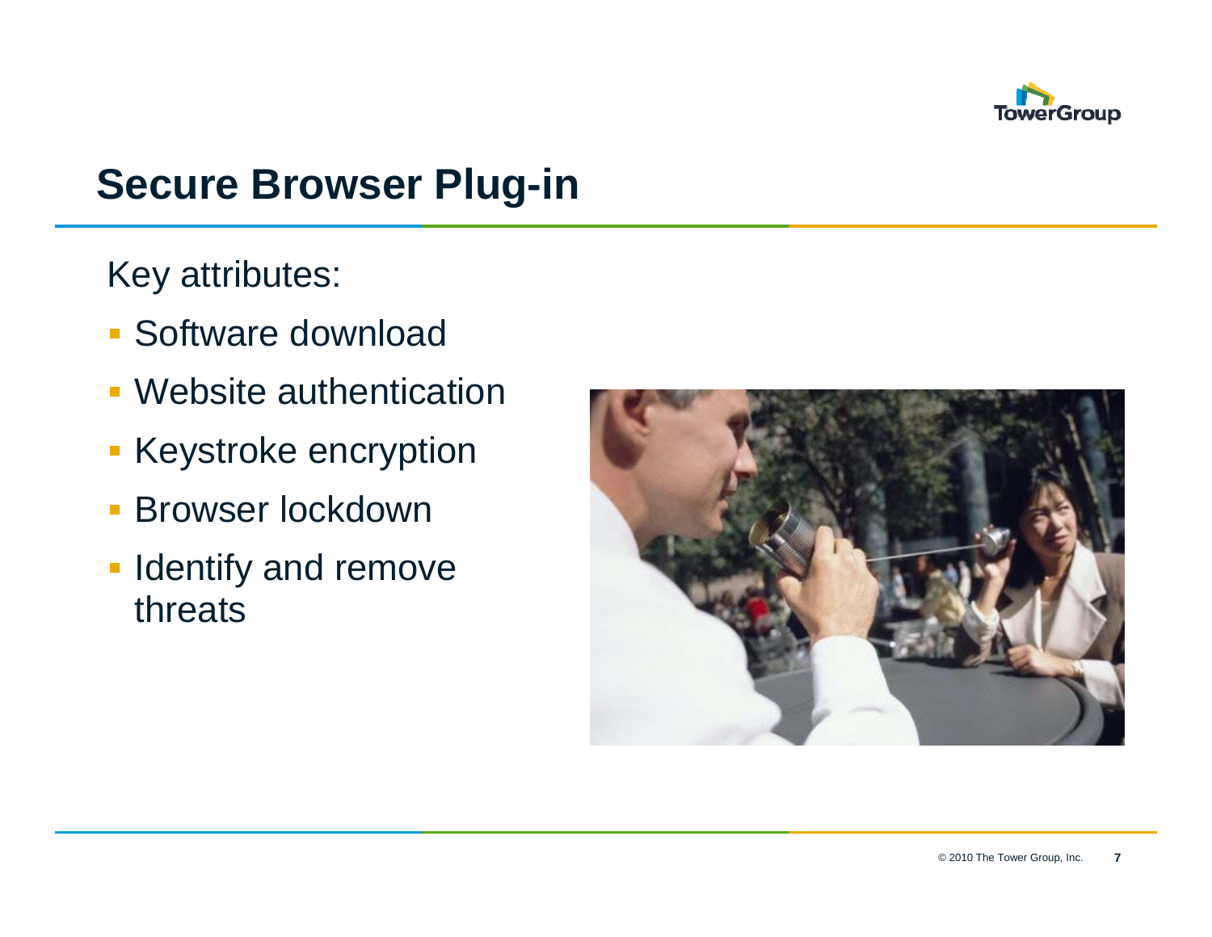## Secure Browser Plug-in

Key attributes:

- Software download
- Website authentication
- Keystroke encryption
- Browser lockdown
- Identify and remove threats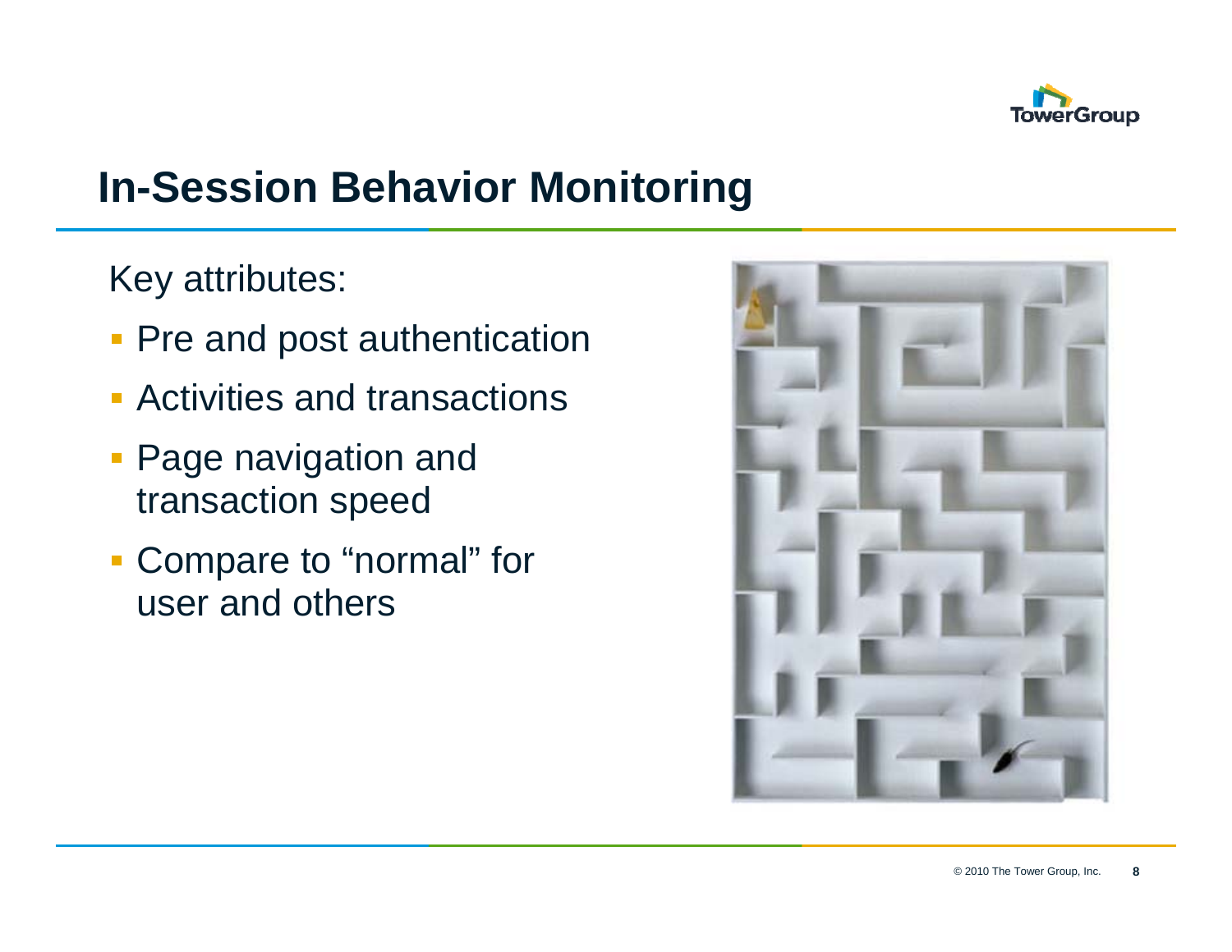# In-Session Behavior Monitoring

Key attributes:

- Pre and post authentication
- Activities and transactions
- Page navigation and transaction speed
- Compare to “normal” for user and others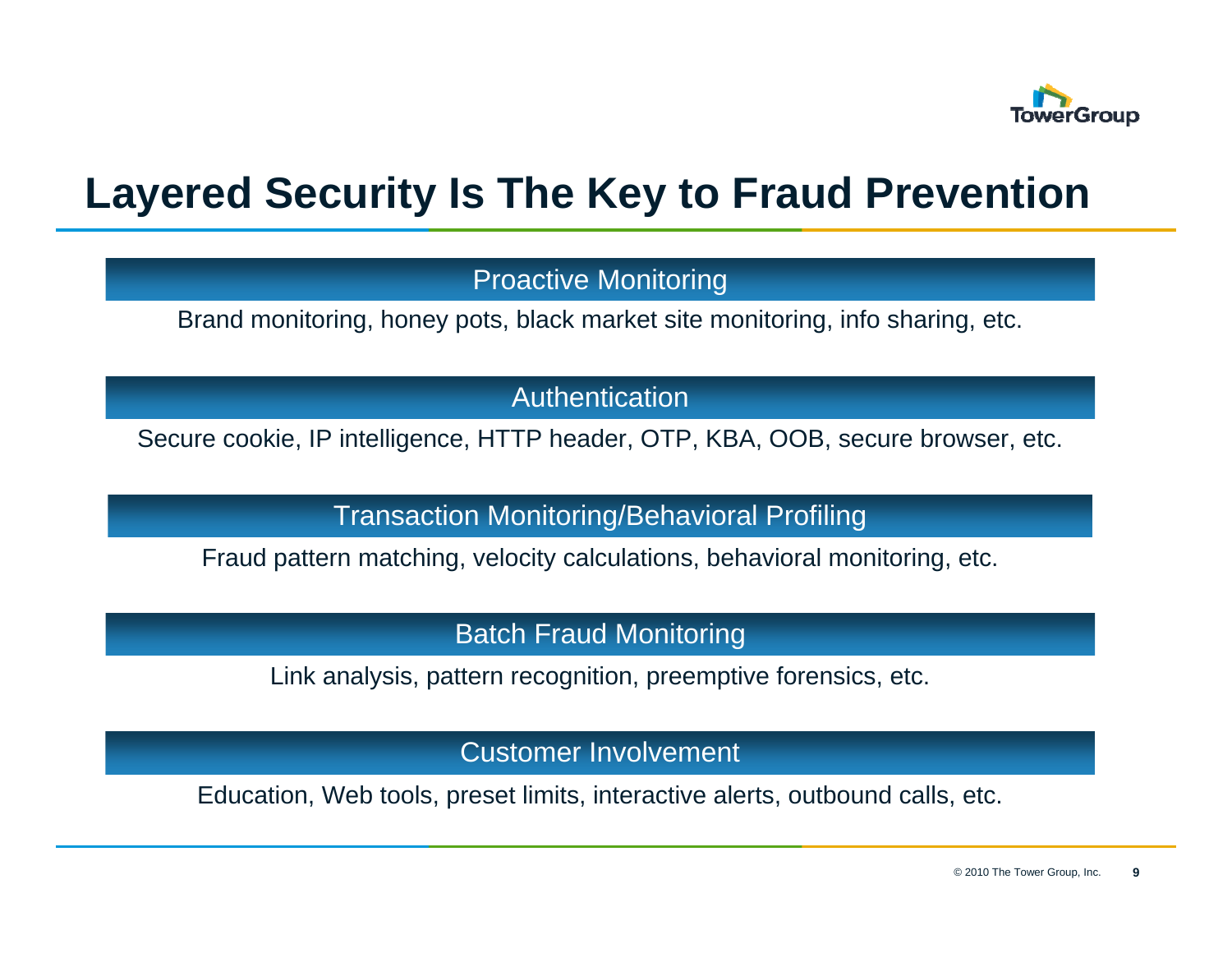# Layered Security Is The Key to Fraud Prevention

## Proactive Monitoring

Brand monitoring, honey pots, black market site monitoring, info sharing, etc.

## Authentication

Secure cookie, IP intelligence, HTTP header, OTP, KBA, OOB, secure browser, etc.

## Transaction Monitoring/Behavioral Profiling

Fraud pattern matching, velocity calculations, behavioral monitoring, etc.

## Batch Fraud Monitoring

Link analysis, pattern recognition, preemptive forensics, etc.

## Customer Involvement

Education, Web tools, preset limits, interactive alerts, outbound calls, etc.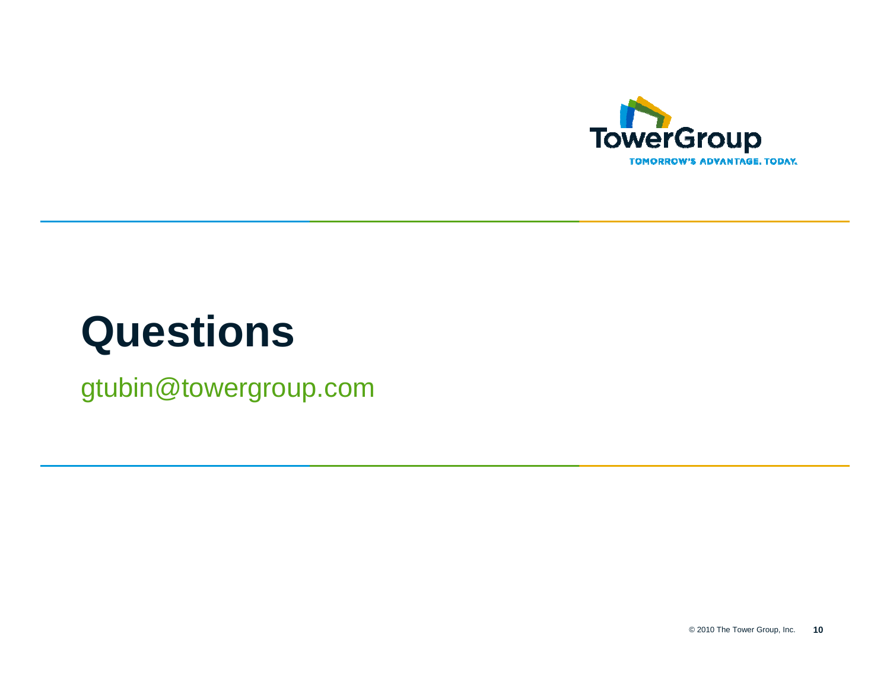# Questions

gtubin@towergroup.com